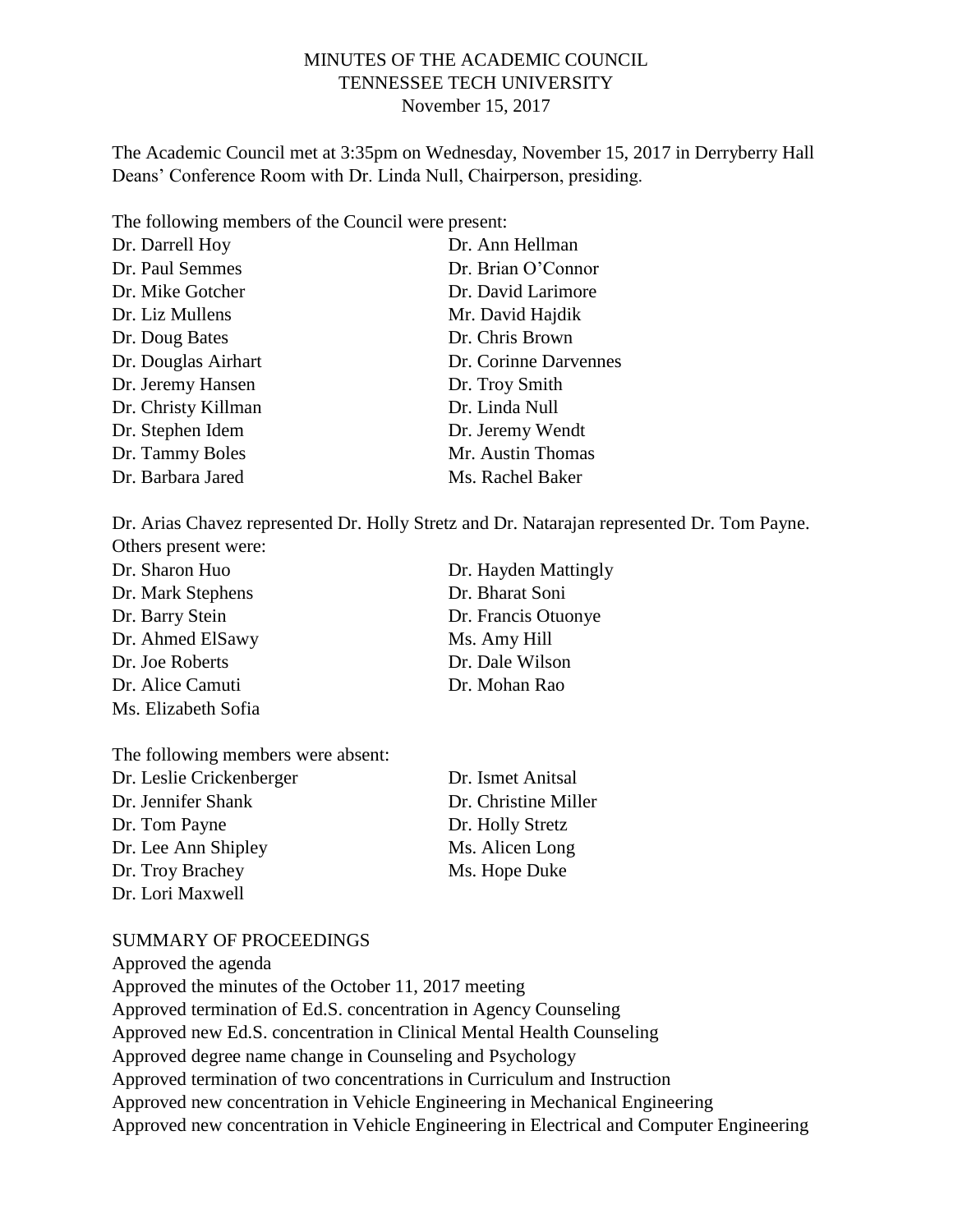# MINUTES OF THE ACADEMIC COUNCIL
## TENNESSEE TECH UNIVERSITY
### November 15, 2017

The Academic Council met at 3:35pm on Wednesday, November 15, 2017 in Derryberry Hall Deans' Conference Room with Dr. Linda Null, Chairperson, presiding.

The following members of the Council were present:

Dr. Darrell Hoy
Dr. Paul Semmes
Dr. Mike Gotcher
Dr. Liz Mullens
Dr. Doug Bates
Dr. Douglas Airhart
Dr. Jeremy Hansen
Dr. Christy Killman
Dr. Stephen Idem
Dr. Tammy Boles
Dr. Barbara Jared
Dr. Ann Hellman
Dr. Brian O'Connor
Dr. David Larimore
Mr. David Hajdik
Dr. Chris Brown
Dr. Corinne Darvennes
Dr. Troy Smith
Dr. Linda Null
Dr. Jeremy Wendt
Mr. Austin Thomas
Ms. Rachel Baker

Dr. Arias Chavez represented Dr. Holly Stretz and Dr. Natarajan represented Dr. Tom Payne.

Others present were:

Dr. Sharon Huo
Dr. Mark Stephens
Dr. Barry Stein
Dr. Ahmed ElSawy
Dr. Joe Roberts
Dr. Alice Camuti
Ms. Elizabeth Sofia
Dr. Hayden Mattingly
Dr. Bharat Soni
Dr. Francis Otuonye
Ms. Amy Hill
Dr. Dale Wilson
Dr. Mohan Rao

The following members were absent:

Dr. Leslie Crickenberger
Dr. Jennifer Shank
Dr. Tom Payne
Dr. Lee Ann Shipley
Dr. Troy Brachey
Dr. Lori Maxwell
Dr. Ismet Anitsal
Dr. Christine Miller
Dr. Holly Stretz
Ms. Alicen Long
Ms. Hope Duke

SUMMARY OF PROCEEDINGS

Approved the agenda
Approved the minutes of the October 11, 2017 meeting
Approved termination of Ed.S. concentration in Agency Counseling
Approved new Ed.S. concentration in Clinical Mental Health Counseling
Approved degree name change in Counseling and Psychology
Approved termination of two concentrations in Curriculum and Instruction
Approved new concentration in Vehicle Engineering in Mechanical Engineering
Approved new concentration in Vehicle Engineering in Electrical and Computer Engineering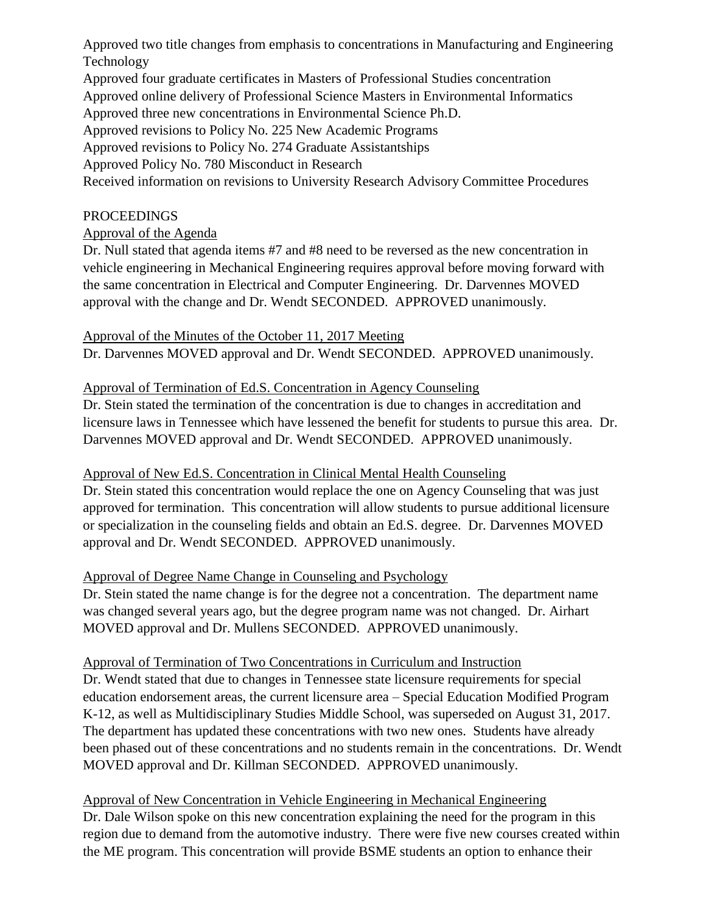Approved two title changes from emphasis to concentrations in Manufacturing and Engineering Technology

Approved four graduate certificates in Masters of Professional Studies concentration

Approved online delivery of Professional Science Masters in Environmental Informatics

Approved three new concentrations in Environmental Science Ph.D.

Approved revisions to Policy No. 225 New Academic Programs

Approved revisions to Policy No. 274 Graduate Assistantships

Approved Policy No. 780 Misconduct in Research

Received information on revisions to University Research Advisory Committee Procedures

PROCEEDINGS

Approval of the Agenda

Dr. Null stated that agenda items #7 and #8 need to be reversed as the new concentration in vehicle engineering in Mechanical Engineering requires approval before moving forward with the same concentration in Electrical and Computer Engineering. Dr. Darvennes MOVED approval with the change and Dr. Wendt SECONDED. APPROVED unanimously.

Approval of the Minutes of the October 11, 2017 Meeting

Dr. Darvennes MOVED approval and Dr. Wendt SECONDED. APPROVED unanimously.

Approval of Termination of Ed.S. Concentration in Agency Counseling

Dr. Stein stated the termination of the concentration is due to changes in accreditation and licensure laws in Tennessee which have lessened the benefit for students to pursue this area. Dr. Darvennes MOVED approval and Dr. Wendt SECONDED. APPROVED unanimously.

Approval of New Ed.S. Concentration in Clinical Mental Health Counseling

Dr. Stein stated this concentration would replace the one on Agency Counseling that was just approved for termination. This concentration will allow students to pursue additional licensure or specialization in the counseling fields and obtain an Ed.S. degree. Dr. Darvennes MOVED approval and Dr. Wendt SECONDED. APPROVED unanimously.

Approval of Degree Name Change in Counseling and Psychology

Dr. Stein stated the name change is for the degree not a concentration. The department name was changed several years ago, but the degree program name was not changed. Dr. Airhart MOVED approval and Dr. Mullens SECONDED. APPROVED unanimously.

Approval of Termination of Two Concentrations in Curriculum and Instruction

Dr. Wendt stated that due to changes in Tennessee state licensure requirements for special education endorsement areas, the current licensure area – Special Education Modified Program K-12, as well as Multidisciplinary Studies Middle School, was superseded on August 31, 2017. The department has updated these concentrations with two new ones. Students have already been phased out of these concentrations and no students remain in the concentrations. Dr. Wendt MOVED approval and Dr. Killman SECONDED. APPROVED unanimously.

Approval of New Concentration in Vehicle Engineering in Mechanical Engineering

Dr. Dale Wilson spoke on this new concentration explaining the need for the program in this region due to demand from the automotive industry. There were five new courses created within the ME program. This concentration will provide BSME students an option to enhance their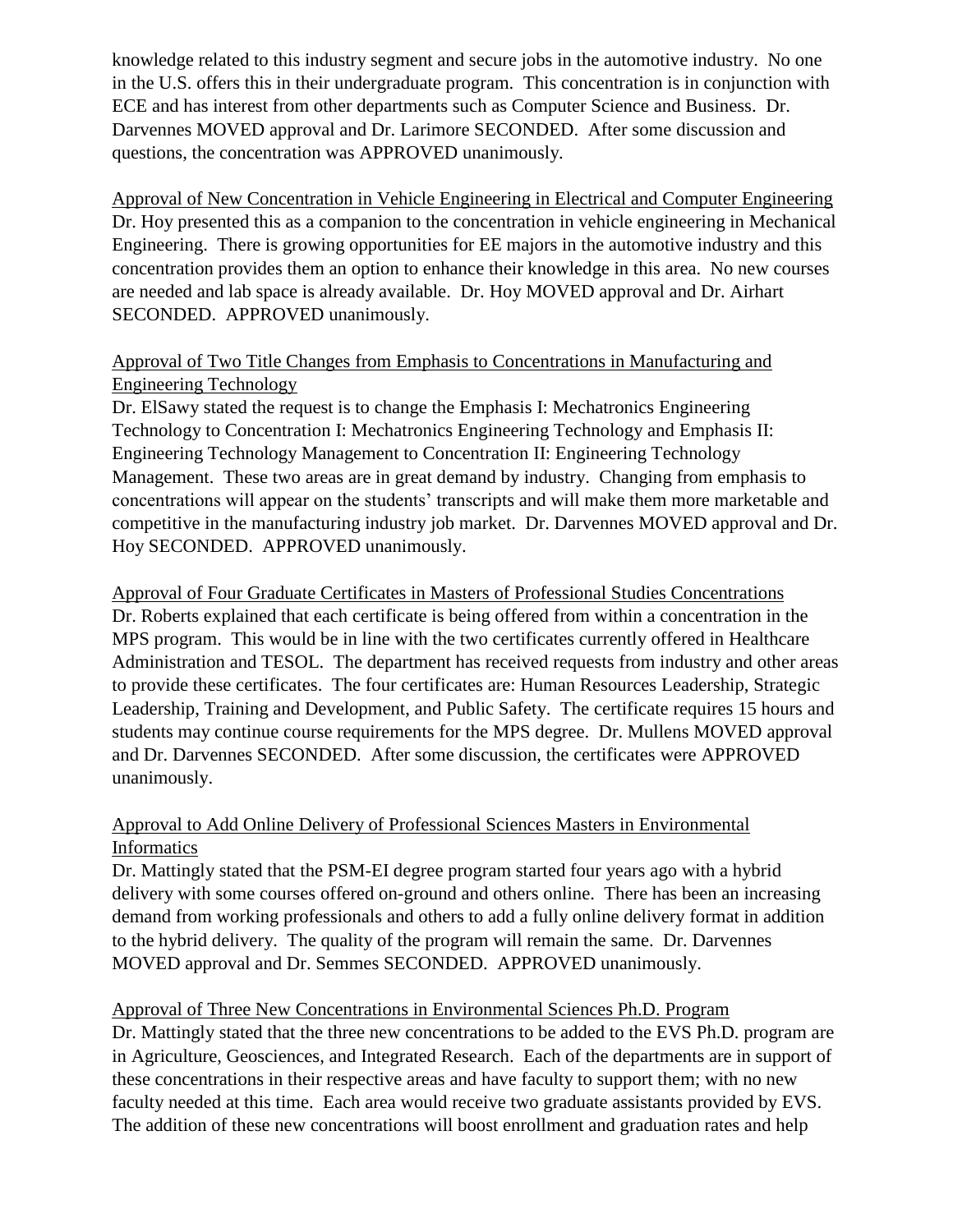knowledge related to this industry segment and secure jobs in the automotive industry. No one in the U.S. offers this in their undergraduate program. This concentration is in conjunction with ECE and has interest from other departments such as Computer Science and Business. Dr. Darvennes MOVED approval and Dr. Larimore SECONDED. After some discussion and questions, the concentration was APPROVED unanimously.

<u>Approval of New Concentration in Vehicle Engineering in Electrical and Computer Engineering</u>

Dr. Hoy presented this as a companion to the concentration in vehicle engineering in Mechanical Engineering. There is growing opportunities for EE majors in the automotive industry and this concentration provides them an option to enhance their knowledge in this area. No new courses are needed and lab space is already available. Dr. Hoy MOVED approval and Dr. Airhart SECONDED. APPROVED unanimously.

<u>Approval of Two Title Changes from Emphasis to Concentrations in Manufacturing and Engineering Technology</u>

Dr. ElSawy stated the request is to change the Emphasis I: Mechatronics Engineering Technology to Concentration I: Mechatronics Engineering Technology and Emphasis II: Engineering Technology Management to Concentration II: Engineering Technology Management. These two areas are in great demand by industry. Changing from emphasis to concentrations will appear on the students' transcripts and will make them more marketable and competitive in the manufacturing industry job market. Dr. Darvennes MOVED approval and Dr. Hoy SECONDED. APPROVED unanimously.

<u>Approval of Four Graduate Certificates in Masters of Professional Studies Concentrations</u>

Dr. Roberts explained that each certificate is being offered from within a concentration in the MPS program. This would be in line with the two certificates currently offered in Healthcare Administration and TESOL. The department has received requests from industry and other areas to provide these certificates. The four certificates are: Human Resources Leadership, Strategic Leadership, Training and Development, and Public Safety. The certificate requires 15 hours and students may continue course requirements for the MPS degree. Dr. Mullens MOVED approval and Dr. Darvennes SECONDED. After some discussion, the certificates were APPROVED unanimously.

<u>Approval to Add Online Delivery of Professional Sciences Masters in Environmental Informatics</u>

Dr. Mattingly stated that the PSM-EI degree program started four years ago with a hybrid delivery with some courses offered on-ground and others online. There has been an increasing demand from working professionals and others to add a fully online delivery format in addition to the hybrid delivery. The quality of the program will remain the same. Dr. Darvennes MOVED approval and Dr. Semmes SECONDED. APPROVED unanimously.

<u>Approval of Three New Concentrations in Environmental Sciences Ph.D. Program</u>

Dr. Mattingly stated that the three new concentrations to be added to the EVS Ph.D. program are in Agriculture, Geosciences, and Integrated Research. Each of the departments are in support of these concentrations in their respective areas and have faculty to support them; with no new faculty needed at this time. Each area would receive two graduate assistants provided by EVS. The addition of these new concentrations will boost enrollment and graduation rates and help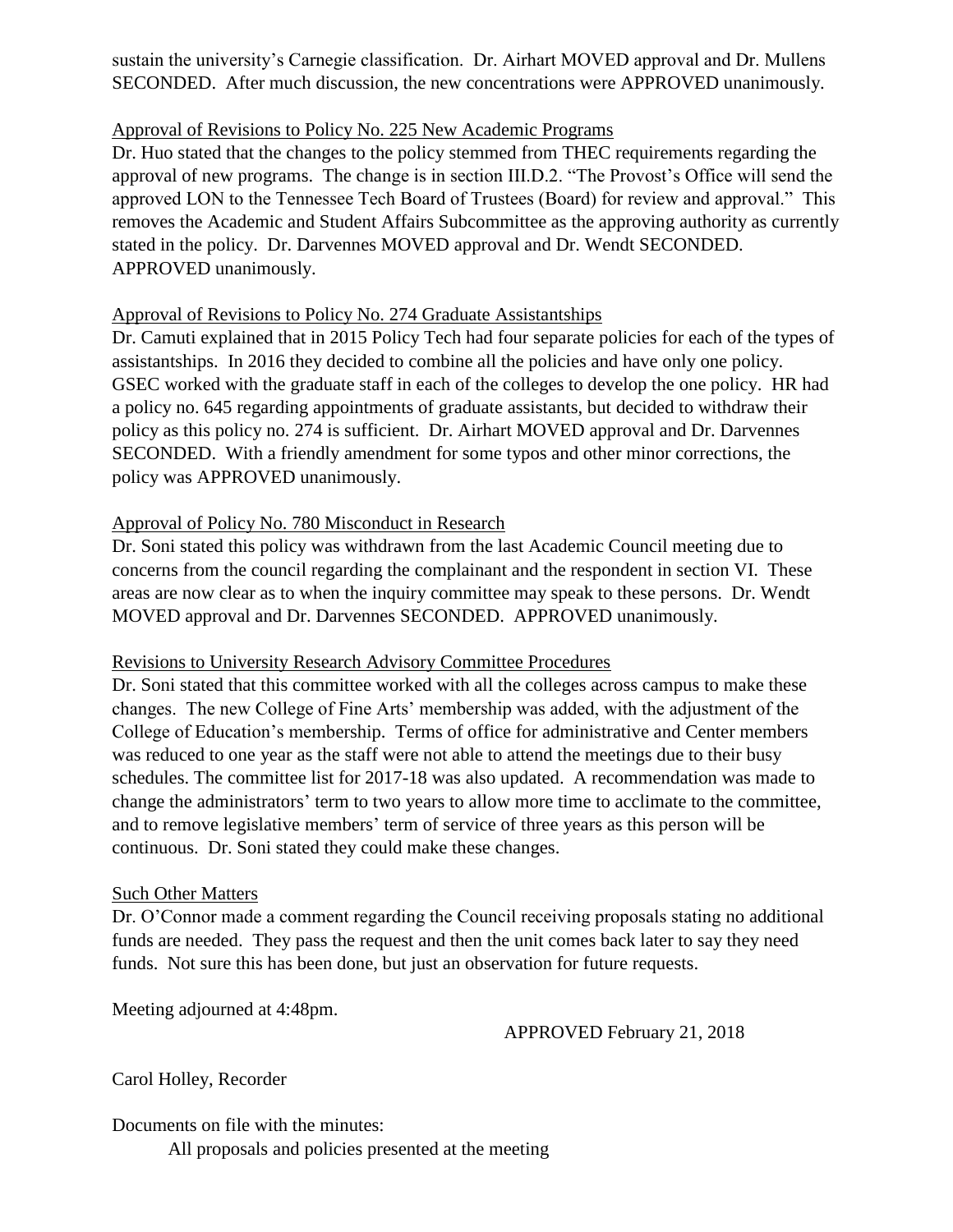sustain the university's Carnegie classification. Dr. Airhart MOVED approval and Dr. Mullens SECONDED. After much discussion, the new concentrations were APPROVED unanimously.

Approval of Revisions to Policy No. 225 New Academic Programs

Dr. Huo stated that the changes to the policy stemmed from THEC requirements regarding the approval of new programs. The change is in section III.D.2. "The Provost's Office will send the approved LON to the Tennessee Tech Board of Trustees (Board) for review and approval." This removes the Academic and Student Affairs Subcommittee as the approving authority as currently stated in the policy. Dr. Darvennes MOVED approval and Dr. Wendt SECONDED. APPROVED unanimously.

Approval of Revisions to Policy No. 274 Graduate Assistantships

Dr. Camuti explained that in 2015 Policy Tech had four separate policies for each of the types of assistantships. In 2016 they decided to combine all the policies and have only one policy. GSEC worked with the graduate staff in each of the colleges to develop the one policy. HR had a policy no. 645 regarding appointments of graduate assistants, but decided to withdraw their policy as this policy no. 274 is sufficient. Dr. Airhart MOVED approval and Dr. Darvennes SECONDED. With a friendly amendment for some typos and other minor corrections, the policy was APPROVED unanimously.

Approval of Policy No. 780 Misconduct in Research

Dr. Soni stated this policy was withdrawn from the last Academic Council meeting due to concerns from the council regarding the complainant and the respondent in section VI. These areas are now clear as to when the inquiry committee may speak to these persons. Dr. Wendt MOVED approval and Dr. Darvennes SECONDED. APPROVED unanimously.

Revisions to University Research Advisory Committee Procedures

Dr. Soni stated that this committee worked with all the colleges across campus to make these changes. The new College of Fine Arts' membership was added, with the adjustment of the College of Education's membership. Terms of office for administrative and Center members was reduced to one year as the staff were not able to attend the meetings due to their busy schedules. The committee list for 2017-18 was also updated. A recommendation was made to change the administrators' term to two years to allow more time to acclimate to the committee, and to remove legislative members' term of service of three years as this person will be continuous. Dr. Soni stated they could make these changes.

Such Other Matters

Dr. O'Connor made a comment regarding the Council receiving proposals stating no additional funds are needed. They pass the request and then the unit comes back later to say they need funds. Not sure this has been done, but just an observation for future requests.

Meeting adjourned at 4:48pm.

APPROVED February 21, 2018

Carol Holley, Recorder

Documents on file with the minutes:

All proposals and policies presented at the meeting